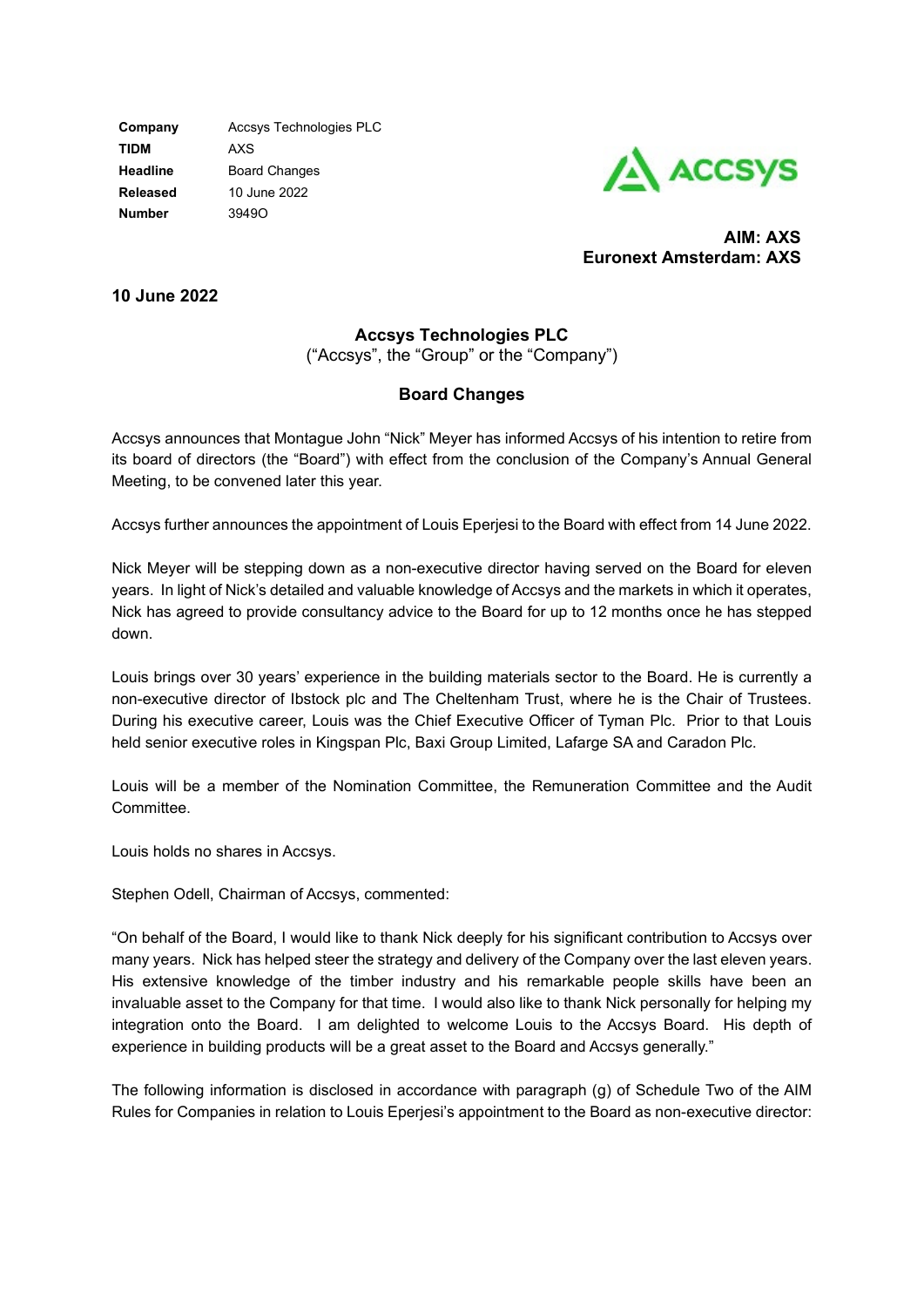| | |
|---|---|
| **Company** | Accsys Technologies PLC |
| **TIDM** | AXS |
| **Headline** | Board Changes |
| **Released** | 10 June 2022 |
| **Number** | 3949O |

**AIM: AXS**
**Euronext Amsterdam: AXS**

**10 June 2022**

## Accsys Technologies PLC

("Accsys", the "Group" or the "Company")

## Board Changes

Accsys announces that Montague John "Nick" Meyer has informed Accsys of his intention to retire from its board of directors (the "Board") with effect from the conclusion of the Company's Annual General Meeting, to be convened later this year.

Accsys further announces the appointment of Louis Eperjesi to the Board with effect from 14 June 2022.

Nick Meyer will be stepping down as a non-executive director having served on the Board for eleven years. In light of Nick's detailed and valuable knowledge of Accsys and the markets in which it operates, Nick has agreed to provide consultancy advice to the Board for up to 12 months once he has stepped down.

Louis brings over 30 years' experience in the building materials sector to the Board. He is currently a non-executive director of Ibstock plc and The Cheltenham Trust, where he is the Chair of Trustees. During his executive career, Louis was the Chief Executive Officer of Tyman Plc. Prior to that Louis held senior executive roles in Kingspan Plc, Baxi Group Limited, Lafarge SA and Caradon Plc.

Louis will be a member of the Nomination Committee, the Remuneration Committee and the Audit Committee.

Louis holds no shares in Accsys.

Stephen Odell, Chairman of Accsys, commented:

"On behalf of the Board, I would like to thank Nick deeply for his significant contribution to Accsys over many years. Nick has helped steer the strategy and delivery of the Company over the last eleven years. His extensive knowledge of the timber industry and his remarkable people skills have been an invaluable asset to the Company for that time. I would also like to thank Nick personally for helping my integration onto the Board. I am delighted to welcome Louis to the Accsys Board. His depth of experience in building products will be a great asset to the Board and Accsys generally."

The following information is disclosed in accordance with paragraph (g) of Schedule Two of the AIM Rules for Companies in relation to Louis Eperjesi's appointment to the Board as non-executive director: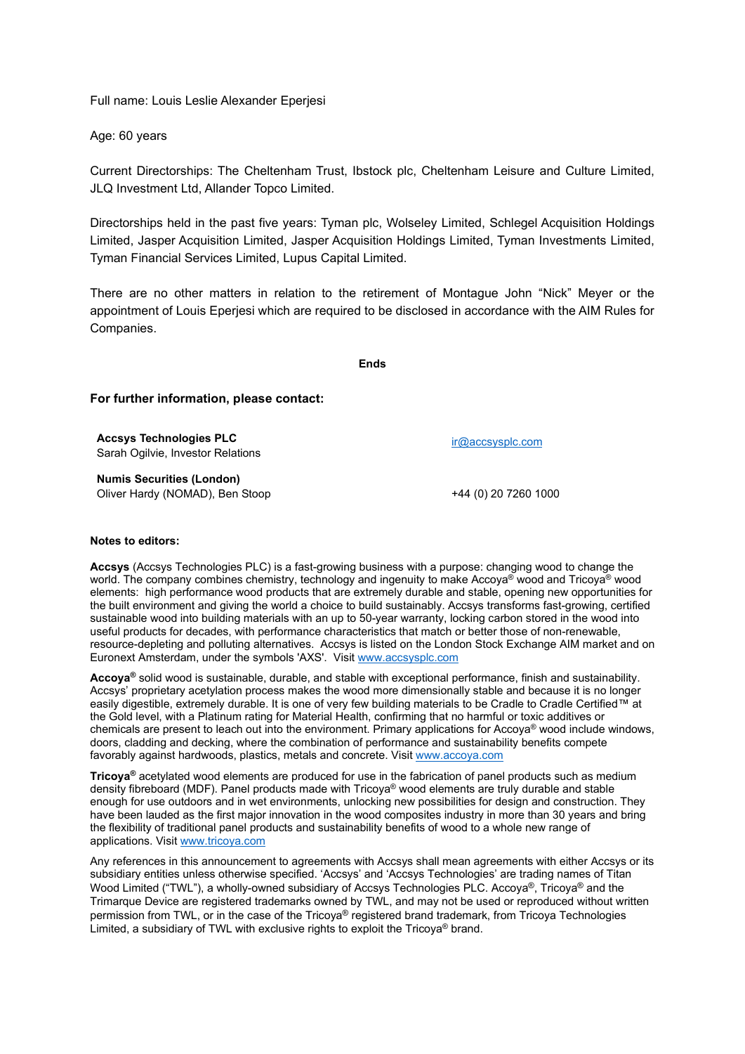Full name: Louis Leslie Alexander Eperjesi

Age: 60 years

Current Directorships: The Cheltenham Trust, Ibstock plc, Cheltenham Leisure and Culture Limited, JLQ Investment Ltd, Allander Topco Limited.

Directorships held in the past five years: Tyman plc, Wolseley Limited, Schlegel Acquisition Holdings Limited, Jasper Acquisition Limited, Jasper Acquisition Holdings Limited, Tyman Investments Limited, Tyman Financial Services Limited, Lupus Capital Limited.

There are no other matters in relation to the retirement of Montague John "Nick" Meyer or the appointment of Louis Eperjesi which are required to be disclosed in accordance with the AIM Rules for Companies.

**Ends**

### For further information, please contact:

| | |
|---|---|
| **Accsys Technologies PLC**<br>Sarah Ogilvie, Investor Relations | ir@accsysplc.com |
| **Numis Securities (London)**<br>Oliver Hardy (NOMAD), Ben Stoop | +44 (0) 20 7260 1000 |

**Notes to editors:**

**Accsys** (Accsys Technologies PLC) is a fast-growing business with a purpose: changing wood to change the world. The company combines chemistry, technology and ingenuity to make Accoya® wood and Tricoya® wood elements: high performance wood products that are extremely durable and stable, opening new opportunities for the built environment and giving the world a choice to build sustainably. Accsys transforms fast-growing, certified sustainable wood into building materials with an up to 50-year warranty, locking carbon stored in the wood into useful products for decades, with performance characteristics that match or better those of non-renewable, resource-depleting and polluting alternatives. Accsys is listed on the London Stock Exchange AIM market and on Euronext Amsterdam, under the symbols 'AXS'. Visit www.accsysplc.com

**Accoya®** solid wood is sustainable, durable, and stable with exceptional performance, finish and sustainability. Accsys' proprietary acetylation process makes the wood more dimensionally stable and because it is no longer easily digestible, extremely durable. It is one of very few building materials to be Cradle to Cradle Certified™ at the Gold level, with a Platinum rating for Material Health, confirming that no harmful or toxic additives or chemicals are present to leach out into the environment. Primary applications for Accoya® wood include windows, doors, cladding and decking, where the combination of performance and sustainability benefits compete favorably against hardwoods, plastics, metals and concrete. Visit www.accoya.com

**Tricoya®** acetylated wood elements are produced for use in the fabrication of panel products such as medium density fibreboard (MDF). Panel products made with Tricoya® wood elements are truly durable and stable enough for use outdoors and in wet environments, unlocking new possibilities for design and construction. They have been lauded as the first major innovation in the wood composites industry in more than 30 years and bring the flexibility of traditional panel products and sustainability benefits of wood to a whole new range of applications. Visit www.tricoya.com

Any references in this announcement to agreements with Accsys shall mean agreements with either Accsys or its subsidiary entities unless otherwise specified. 'Accsys' and 'Accsys Technologies' are trading names of Titan Wood Limited ("TWL"), a wholly-owned subsidiary of Accsys Technologies PLC. Accoya®, Tricoya® and the Trimarque Device are registered trademarks owned by TWL, and may not be used or reproduced without written permission from TWL, or in the case of the Tricoya® registered brand trademark, from Tricoya Technologies Limited, a subsidiary of TWL with exclusive rights to exploit the Tricoya® brand.